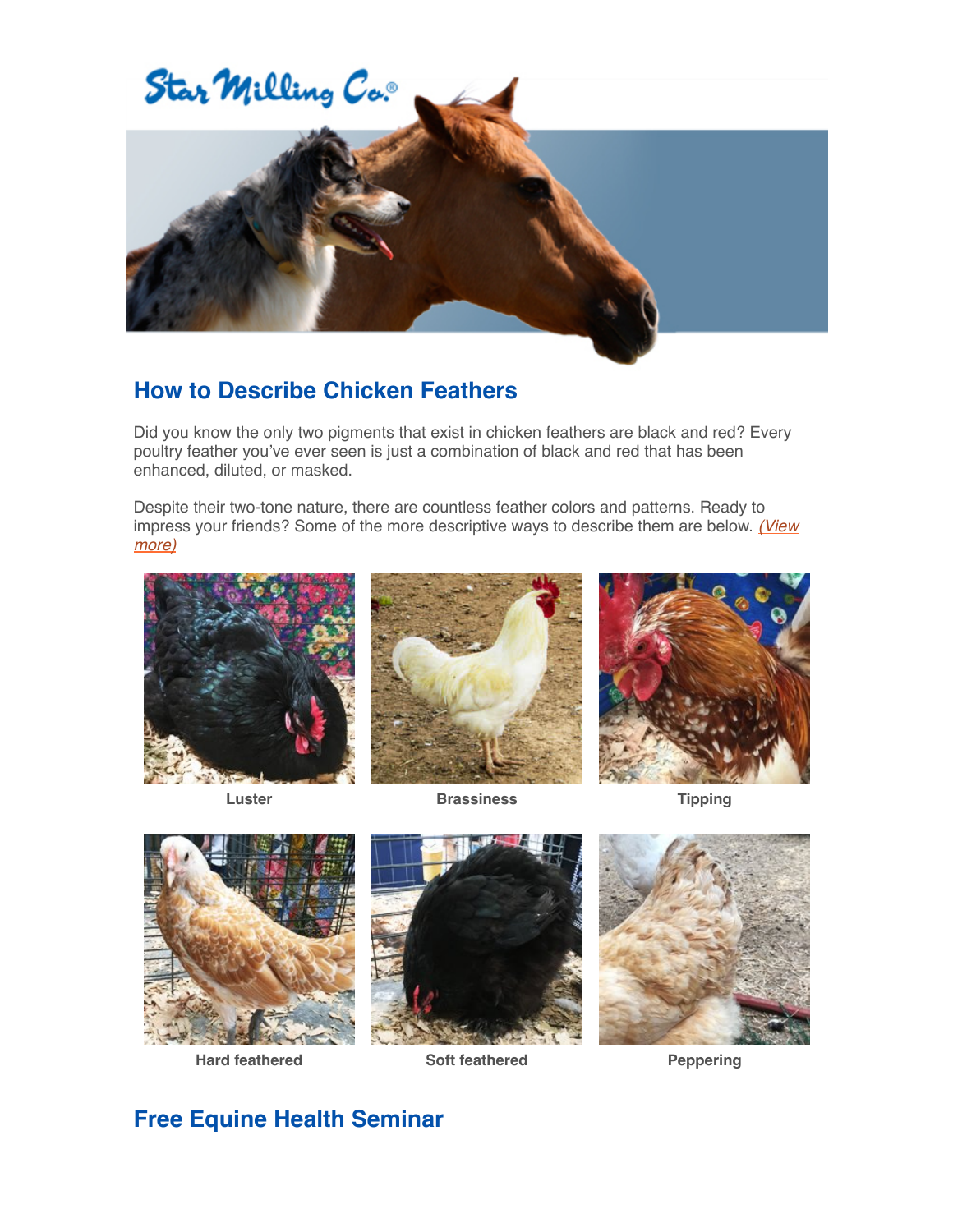Star Milling Co.®

## How to Describe Chicken Feathers

Did you know the only two pigments that exist in chicken feathers are black and red? Every poultry feather you've ever seen is just a combination of black and red that has been enhanced, diluted, or masked.

Despite their two-tone nature, there are countless feather colors and patterns. Ready to impress your friends? Some of the more descriptive ways to describe them are below. *(View more)*

**Luster**

**Brassiness**

**Tipping**

**Hard feathered**

**Soft feathered**

**Peppering**

## Free Equine Health Seminar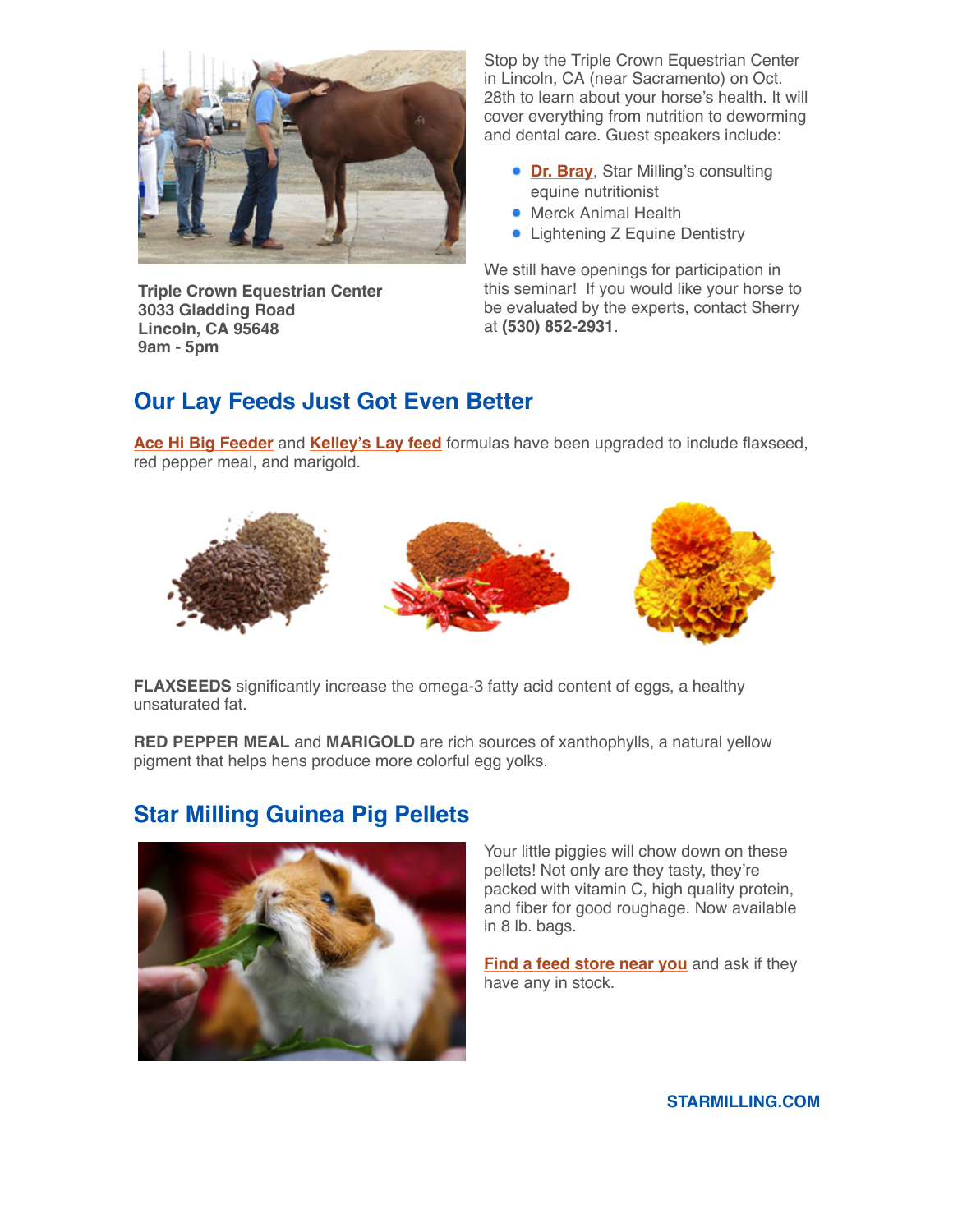Stop by the Triple Crown Equestrian Center in Lincoln, CA (near Sacramento) on Oct. 28th to learn about your horse's health. It will cover everything from nutrition to deworming and dental care. Guest speakers include:

- **Dr. Bray**, Star Milling's consulting equine nutritionist
- Merck Animal Health
- Lightening Z Equine Dentistry

We still have openings for participation in this seminar! If you would like your horse to be evaluated by the experts, contact Sherry at **(530) 852-2931**.

**Triple Crown Equestrian Center**
**3033 Gladding Road**
**Lincoln, CA 95648**
**9am - 5pm**

## Our Lay Feeds Just Got Even Better

**Ace Hi Big Feeder** and **Kelley's Lay feed** formulas have been upgraded to include flaxseed, red pepper meal, and marigold.

**FLAXSEEDS** significantly increase the omega-3 fatty acid content of eggs, a healthy unsaturated fat.

**RED PEPPER MEAL** and **MARIGOLD** are rich sources of xanthophylls, a natural yellow pigment that helps hens produce more colorful egg yolks.

## Star Milling Guinea Pig Pellets

Your little piggies will chow down on these pellets! Not only are they tasty, they're packed with vitamin C, high quality protein, and fiber for good roughage. Now available in 8 lb. bags.

**Find a feed store near you** and ask if they have any in stock.

**STARMILLING.COM**